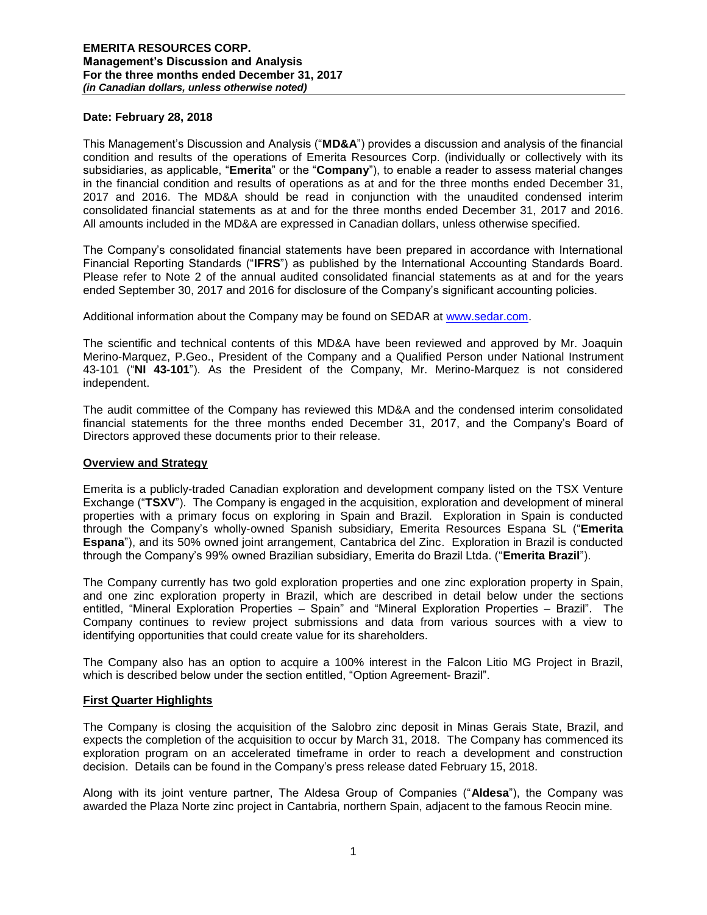**Date: February 28, 2018**

This Management's Discussion and Analysis ("**MD&A**") provides a discussion and analysis of the financial condition and results of the operations of Emerita Resources Corp. (individually or collectively with its subsidiaries, as applicable, "**Emerita**" or the "**Company**"), to enable a reader to assess material changes in the financial condition and results of operations as at and for the three months ended December 31, 2017 and 2016. The MD&A should be read in conjunction with the unaudited condensed interim consolidated financial statements as at and for the three months ended December 31, 2017 and 2016. All amounts included in the MD&A are expressed in Canadian dollars, unless otherwise specified.

The Company's consolidated financial statements have been prepared in accordance with International Financial Reporting Standards ("**IFRS**") as published by the International Accounting Standards Board. Please refer to Note 2 of the annual audited consolidated financial statements as at and for the years ended September 30, 2017 and 2016 for disclosure of the Company's significant accounting policies.

Additional information about the Company may be found on SEDAR at www.sedar.com.

The scientific and technical contents of this MD&A have been reviewed and approved by Mr. Joaquin Merino-Marquez, P.Geo., President of the Company and a Qualified Person under National Instrument 43-101 ("**NI 43-101**"). As the President of the Company, Mr. Merino-Marquez is not considered independent.

The audit committee of the Company has reviewed this MD&A and the condensed interim consolidated financial statements for the three months ended December 31, 2017, and the Company's Board of Directors approved these documents prior to their release.

## Overview and Strategy

Emerita is a publicly-traded Canadian exploration and development company listed on the TSX Venture Exchange ("**TSXV**"). The Company is engaged in the acquisition, exploration and development of mineral properties with a primary focus on exploring in Spain and Brazil. Exploration in Spain is conducted through the Company's wholly-owned Spanish subsidiary, Emerita Resources Espana SL ("**Emerita Espana**"), and its 50% owned joint arrangement, Cantabrica del Zinc. Exploration in Brazil is conducted through the Company's 99% owned Brazilian subsidiary, Emerita do Brazil Ltda. ("**Emerita Brazil**").

The Company currently has two gold exploration properties and one zinc exploration property in Spain, and one zinc exploration property in Brazil, which are described in detail below under the sections entitled, "Mineral Exploration Properties – Spain" and "Mineral Exploration Properties – Brazil". The Company continues to review project submissions and data from various sources with a view to identifying opportunities that could create value for its shareholders.

The Company also has an option to acquire a 100% interest in the Falcon Litio MG Project in Brazil, which is described below under the section entitled, "Option Agreement- Brazil".

## First Quarter Highlights

The Company is closing the acquisition of the Salobro zinc deposit in Minas Gerais State, Brazil, and expects the completion of the acquisition to occur by March 31, 2018. The Company has commenced its exploration program on an accelerated timeframe in order to reach a development and construction decision. Details can be found in the Company's press release dated February 15, 2018.

Along with its joint venture partner, The Aldesa Group of Companies ("**Aldesa**"), the Company was awarded the Plaza Norte zinc project in Cantabria, northern Spain, adjacent to the famous Reocin mine.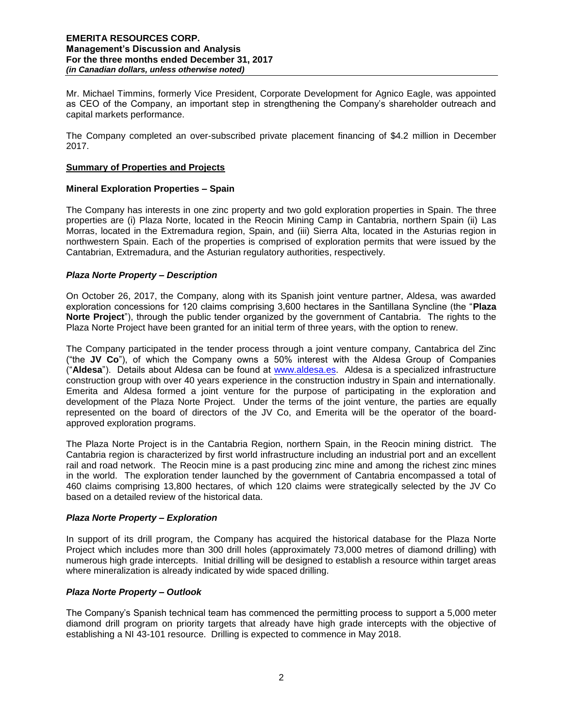Mr. Michael Timmins, formerly Vice President, Corporate Development for Agnico Eagle, was appointed as CEO of the Company, an important step in strengthening the Company's shareholder outreach and capital markets performance.

The Company completed an over-subscribed private placement financing of $4.2 million in December 2017.

## Summary of Properties and Projects

### Mineral Exploration Properties – Spain

The Company has interests in one zinc property and two gold exploration properties in Spain. The three properties are (i) Plaza Norte, located in the Reocin Mining Camp in Cantabria, northern Spain (ii) Las Morras, located in the Extremadura region, Spain, and (iii) Sierra Alta, located in the Asturias region in northwestern Spain. Each of the properties is comprised of exploration permits that were issued by the Cantabrian, Extremadura, and the Asturian regulatory authorities, respectively.

### *Plaza Norte Property – Description*

On October 26, 2017, the Company, along with its Spanish joint venture partner, Aldesa, was awarded exploration concessions for 120 claims comprising 3,600 hectares in the Santillana Syncline (the "**Plaza Norte Project**"), through the public tender organized by the government of Cantabria. The rights to the Plaza Norte Project have been granted for an initial term of three years, with the option to renew.

The Company participated in the tender process through a joint venture company, Cantabrica del Zinc ("the **JV Co**"), of which the Company owns a 50% interest with the Aldesa Group of Companies ("**Aldesa**"). Details about Aldesa can be found at www.aldesa.es. Aldesa is a specialized infrastructure construction group with over 40 years experience in the construction industry in Spain and internationally. Emerita and Aldesa formed a joint venture for the purpose of participating in the exploration and development of the Plaza Norte Project. Under the terms of the joint venture, the parties are equally represented on the board of directors of the JV Co, and Emerita will be the operator of the board-approved exploration programs.

The Plaza Norte Project is in the Cantabria Region, northern Spain, in the Reocin mining district. The Cantabria region is characterized by first world infrastructure including an industrial port and an excellent rail and road network. The Reocin mine is a past producing zinc mine and among the richest zinc mines in the world. The exploration tender launched by the government of Cantabria encompassed a total of 460 claims comprising 13,800 hectares, of which 120 claims were strategically selected by the JV Co based on a detailed review of the historical data.

### *Plaza Norte Property – Exploration*

In support of its drill program, the Company has acquired the historical database for the Plaza Norte Project which includes more than 300 drill holes (approximately 73,000 metres of diamond drilling) with numerous high grade intercepts. Initial drilling will be designed to establish a resource within target areas where mineralization is already indicated by wide spaced drilling.

### *Plaza Norte Property – Outlook*

The Company's Spanish technical team has commenced the permitting process to support a 5,000 meter diamond drill program on priority targets that already have high grade intercepts with the objective of establishing a NI 43-101 resource. Drilling is expected to commence in May 2018.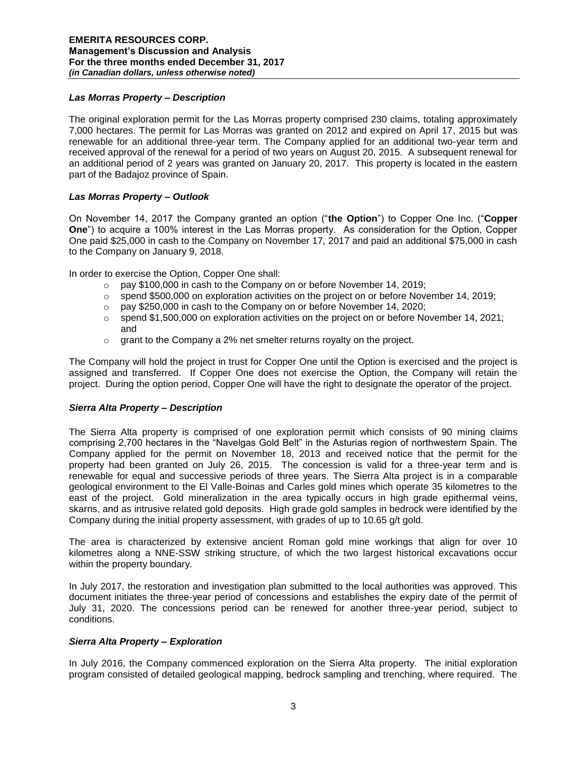### *Las Morras Property – Description*

The original exploration permit for the Las Morras property comprised 230 claims, totaling approximately 7,000 hectares. The permit for Las Morras was granted on 2012 and expired on April 17, 2015 but was renewable for an additional three-year term. The Company applied for an additional two-year term and received approval of the renewal for a period of two years on August 20, 2015. A subsequent renewal for an additional period of 2 years was granted on January 20, 2017. This property is located in the eastern part of the Badajoz province of Spain.

### *Las Morras Property – Outlook*

On November 14, 2017 the Company granted an option ("**the Option**") to Copper One Inc. ("**Copper One**") to acquire a 100% interest in the Las Morras property. As consideration for the Option, Copper One paid $25,000 in cash to the Company on November 17, 2017 and paid an additional $75,000 in cash to the Company on January 9, 2018.

In order to exercise the Option, Copper One shall:

- pay $100,000 in cash to the Company on or before November 14, 2019;
- spend $500,000 on exploration activities on the project on or before November 14, 2019;
- pay $250,000 in cash to the Company on or before November 14, 2020;
- spend $1,500,000 on exploration activities on the project on or before November 14, 2021; and
- grant to the Company a 2% net smelter returns royalty on the project.

The Company will hold the project in trust for Copper One until the Option is exercised and the project is assigned and transferred. If Copper One does not exercise the Option, the Company will retain the project. During the option period, Copper One will have the right to designate the operator of the project.

### *Sierra Alta Property – Description*

The Sierra Alta property is comprised of one exploration permit which consists of 90 mining claims comprising 2,700 hectares in the "Navelgas Gold Belt" in the Asturias region of northwestern Spain. The Company applied for the permit on November 18, 2013 and received notice that the permit for the property had been granted on July 26, 2015. The concession is valid for a three-year term and is renewable for equal and successive periods of three years. The Sierra Alta project is in a comparable geological environment to the El Valle-Boinas and Carles gold mines which operate 35 kilometres to the east of the project. Gold mineralization in the area typically occurs in high grade epithermal veins, skarns, and as intrusive related gold deposits. High grade gold samples in bedrock were identified by the Company during the initial property assessment, with grades of up to 10.65 g/t gold.

The area is characterized by extensive ancient Roman gold mine workings that align for over 10 kilometres along a NNE-SSW striking structure, of which the two largest historical excavations occur within the property boundary.

In July 2017, the restoration and investigation plan submitted to the local authorities was approved. This document initiates the three-year period of concessions and establishes the expiry date of the permit of July 31, 2020. The concessions period can be renewed for another three-year period, subject to conditions.

### *Sierra Alta Property – Exploration*

In July 2016, the Company commenced exploration on the Sierra Alta property. The initial exploration program consisted of detailed geological mapping, bedrock sampling and trenching, where required. The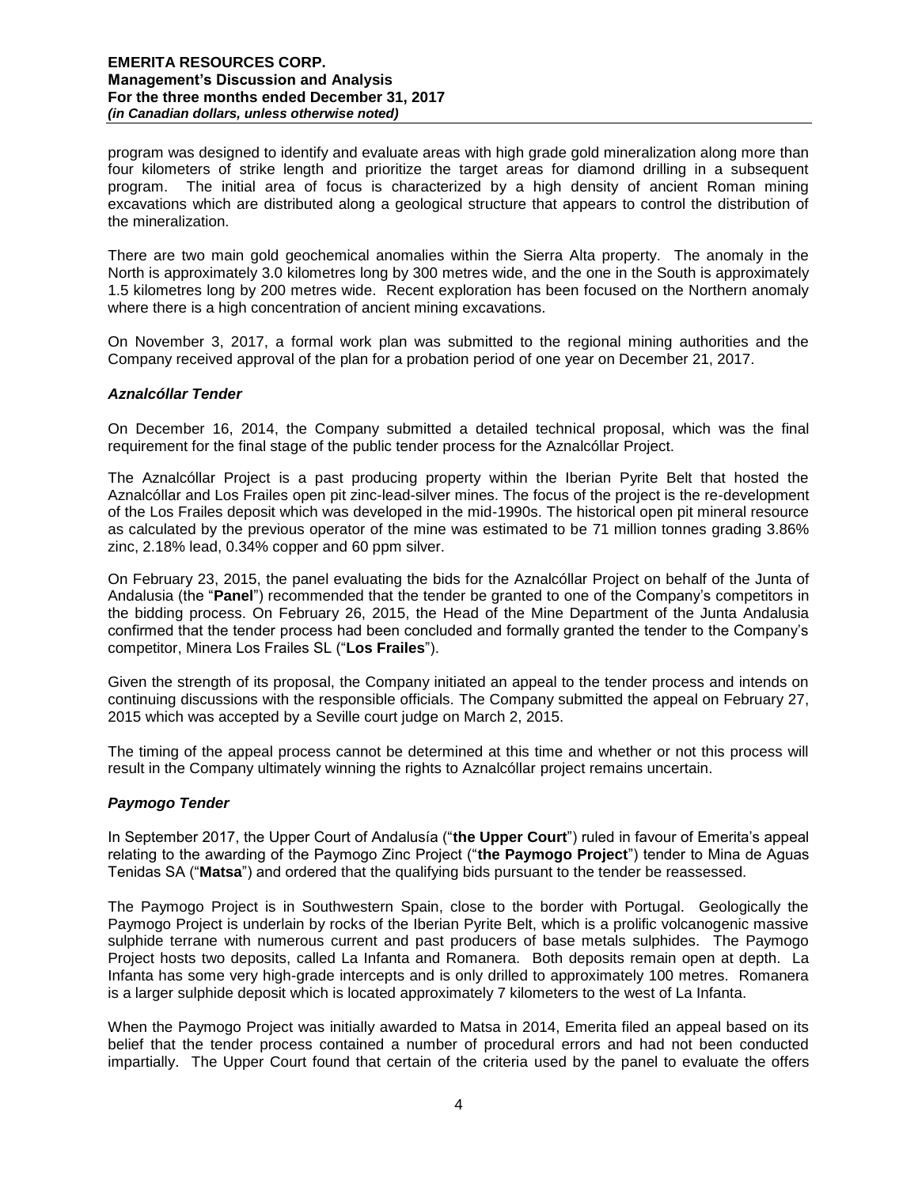program was designed to identify and evaluate areas with high grade gold mineralization along more than four kilometers of strike length and prioritize the target areas for diamond drilling in a subsequent program. The initial area of focus is characterized by a high density of ancient Roman mining excavations which are distributed along a geological structure that appears to control the distribution of the mineralization.

There are two main gold geochemical anomalies within the Sierra Alta property. The anomaly in the North is approximately 3.0 kilometres long by 300 metres wide, and the one in the South is approximately 1.5 kilometres long by 200 metres wide. Recent exploration has been focused on the Northern anomaly where there is a high concentration of ancient mining excavations.

On November 3, 2017, a formal work plan was submitted to the regional mining authorities and the Company received approval of the plan for a probation period of one year on December 21, 2017.

### *Aznalcóllar Tender*

On December 16, 2014, the Company submitted a detailed technical proposal, which was the final requirement for the final stage of the public tender process for the Aznalcóllar Project.

The Aznalcóllar Project is a past producing property within the Iberian Pyrite Belt that hosted the Aznalcóllar and Los Frailes open pit zinc-lead-silver mines. The focus of the project is the re-development of the Los Frailes deposit which was developed in the mid-1990s. The historical open pit mineral resource as calculated by the previous operator of the mine was estimated to be 71 million tonnes grading 3.86% zinc, 2.18% lead, 0.34% copper and 60 ppm silver.

On February 23, 2015, the panel evaluating the bids for the Aznalcóllar Project on behalf of the Junta of Andalusia (the "**Panel**") recommended that the tender be granted to one of the Company's competitors in the bidding process. On February 26, 2015, the Head of the Mine Department of the Junta Andalusia confirmed that the tender process had been concluded and formally granted the tender to the Company's competitor, Minera Los Frailes SL ("**Los Frailes**").

Given the strength of its proposal, the Company initiated an appeal to the tender process and intends on continuing discussions with the responsible officials. The Company submitted the appeal on February 27, 2015 which was accepted by a Seville court judge on March 2, 2015.

The timing of the appeal process cannot be determined at this time and whether or not this process will result in the Company ultimately winning the rights to Aznalcóllar project remains uncertain.

### *Paymogo Tender*

In September 2017, the Upper Court of Andalusía ("**the Upper Court**") ruled in favour of Emerita's appeal relating to the awarding of the Paymogo Zinc Project ("**the Paymogo Project**") tender to Mina de Aguas Tenidas SA ("**Matsa**") and ordered that the qualifying bids pursuant to the tender be reassessed.

The Paymogo Project is in Southwestern Spain, close to the border with Portugal. Geologically the Paymogo Project is underlain by rocks of the Iberian Pyrite Belt, which is a prolific volcanogenic massive sulphide terrane with numerous current and past producers of base metals sulphides. The Paymogo Project hosts two deposits, called La Infanta and Romanera. Both deposits remain open at depth. La Infanta has some very high-grade intercepts and is only drilled to approximately 100 metres. Romanera is a larger sulphide deposit which is located approximately 7 kilometers to the west of La Infanta.

When the Paymogo Project was initially awarded to Matsa in 2014, Emerita filed an appeal based on its belief that the tender process contained a number of procedural errors and had not been conducted impartially. The Upper Court found that certain of the criteria used by the panel to evaluate the offers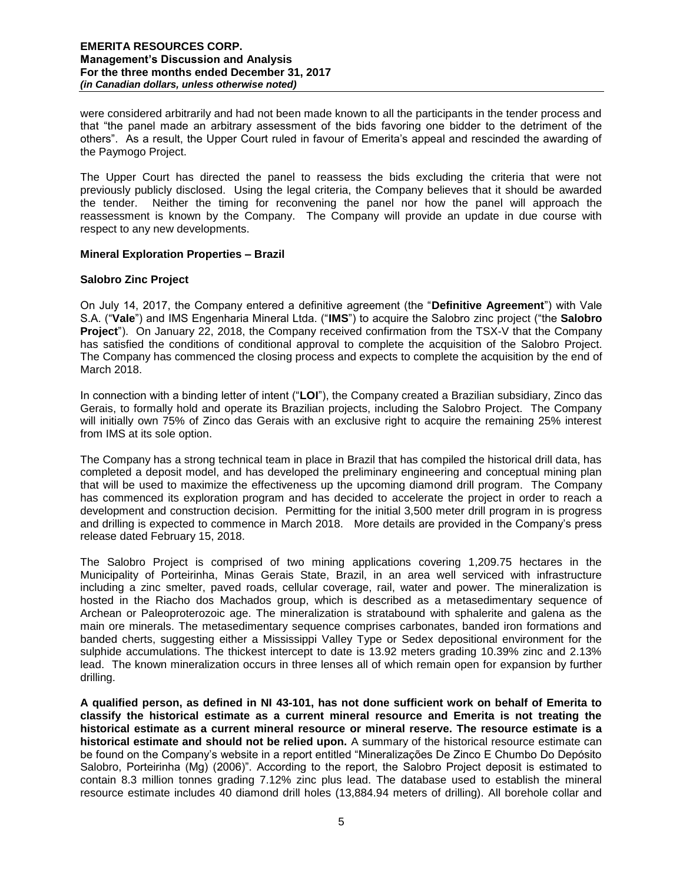were considered arbitrarily and had not been made known to all the participants in the tender process and that "the panel made an arbitrary assessment of the bids favoring one bidder to the detriment of the others". As a result, the Upper Court ruled in favour of Emerita's appeal and rescinded the awarding of the Paymogo Project.

The Upper Court has directed the panel to reassess the bids excluding the criteria that were not previously publicly disclosed. Using the legal criteria, the Company believes that it should be awarded the tender. Neither the timing for reconvening the panel nor how the panel will approach the reassessment is known by the Company. The Company will provide an update in due course with respect to any new developments.

### Mineral Exploration Properties – Brazil

### Salobro Zinc Project

On July 14, 2017, the Company entered a definitive agreement (the "**Definitive Agreement**") with Vale S.A. ("**Vale**") and IMS Engenharia Mineral Ltda. ("**IMS**") to acquire the Salobro zinc project ("the **Salobro Project**"). On January 22, 2018, the Company received confirmation from the TSX-V that the Company has satisfied the conditions of conditional approval to complete the acquisition of the Salobro Project. The Company has commenced the closing process and expects to complete the acquisition by the end of March 2018.

In connection with a binding letter of intent ("**LOI**"), the Company created a Brazilian subsidiary, Zinco das Gerais, to formally hold and operate its Brazilian projects, including the Salobro Project. The Company will initially own 75% of Zinco das Gerais with an exclusive right to acquire the remaining 25% interest from IMS at its sole option.

The Company has a strong technical team in place in Brazil that has compiled the historical drill data, has completed a deposit model, and has developed the preliminary engineering and conceptual mining plan that will be used to maximize the effectiveness up the upcoming diamond drill program. The Company has commenced its exploration program and has decided to accelerate the project in order to reach a development and construction decision. Permitting for the initial 3,500 meter drill program in is progress and drilling is expected to commence in March 2018. More details are provided in the Company's press release dated February 15, 2018.

The Salobro Project is comprised of two mining applications covering 1,209.75 hectares in the Municipality of Porteirinha, Minas Gerais State, Brazil, in an area well serviced with infrastructure including a zinc smelter, paved roads, cellular coverage, rail, water and power. The mineralization is hosted in the Riacho dos Machados group, which is described as a metasedimentary sequence of Archean or Paleoproterozoic age. The mineralization is stratabound with sphalerite and galena as the main ore minerals. The metasedimentary sequence comprises carbonates, banded iron formations and banded cherts, suggesting either a Mississippi Valley Type or Sedex depositional environment for the sulphide accumulations. The thickest intercept to date is 13.92 meters grading 10.39% zinc and 2.13% lead. The known mineralization occurs in three lenses all of which remain open for expansion by further drilling.

**A qualified person, as defined in NI 43-101, has not done sufficient work on behalf of Emerita to classify the historical estimate as a current mineral resource and Emerita is not treating the historical estimate as a current mineral resource or mineral reserve. The resource estimate is a historical estimate and should not be relied upon.** A summary of the historical resource estimate can be found on the Company's website in a report entitled "Mineralizações De Zinco E Chumbo Do Depósito Salobro, Porteirinha (Mg) (2006)". According to the report, the Salobro Project deposit is estimated to contain 8.3 million tonnes grading 7.12% zinc plus lead. The database used to establish the mineral resource estimate includes 40 diamond drill holes (13,884.94 meters of drilling). All borehole collar and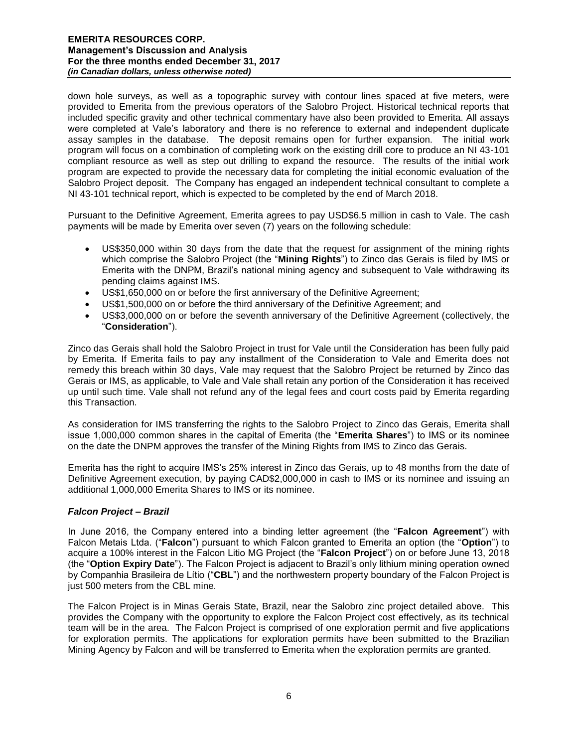down hole surveys, as well as a topographic survey with contour lines spaced at five meters, were provided to Emerita from the previous operators of the Salobro Project. Historical technical reports that included specific gravity and other technical commentary have also been provided to Emerita. All assays were completed at Vale's laboratory and there is no reference to external and independent duplicate assay samples in the database. The deposit remains open for further expansion. The initial work program will focus on a combination of completing work on the existing drill core to produce an NI 43-101 compliant resource as well as step out drilling to expand the resource. The results of the initial work program are expected to provide the necessary data for completing the initial economic evaluation of the Salobro Project deposit. The Company has engaged an independent technical consultant to complete a NI 43-101 technical report, which is expected to be completed by the end of March 2018.

Pursuant to the Definitive Agreement, Emerita agrees to pay USD$6.5 million in cash to Vale. The cash payments will be made by Emerita over seven (7) years on the following schedule:

- US$350,000 within 30 days from the date that the request for assignment of the mining rights which comprise the Salobro Project (the "**Mining Rights**") to Zinco das Gerais is filed by IMS or Emerita with the DNPM, Brazil's national mining agency and subsequent to Vale withdrawing its pending claims against IMS.
- US$1,650,000 on or before the first anniversary of the Definitive Agreement;
- US$1,500,000 on or before the third anniversary of the Definitive Agreement; and
- US$3,000,000 on or before the seventh anniversary of the Definitive Agreement (collectively, the "**Consideration**").

Zinco das Gerais shall hold the Salobro Project in trust for Vale until the Consideration has been fully paid by Emerita. If Emerita fails to pay any installment of the Consideration to Vale and Emerita does not remedy this breach within 30 days, Vale may request that the Salobro Project be returned by Zinco das Gerais or IMS, as applicable, to Vale and Vale shall retain any portion of the Consideration it has received up until such time. Vale shall not refund any of the legal fees and court costs paid by Emerita regarding this Transaction.

As consideration for IMS transferring the rights to the Salobro Project to Zinco das Gerais, Emerita shall issue 1,000,000 common shares in the capital of Emerita (the "**Emerita Shares**") to IMS or its nominee on the date the DNPM approves the transfer of the Mining Rights from IMS to Zinco das Gerais.

Emerita has the right to acquire IMS's 25% interest in Zinco das Gerais, up to 48 months from the date of Definitive Agreement execution, by paying CAD$2,000,000 in cash to IMS or its nominee and issuing an additional 1,000,000 Emerita Shares to IMS or its nominee.

### *Falcon Project – Brazil*

In June 2016, the Company entered into a binding letter agreement (the "**Falcon Agreement**") with Falcon Metais Ltda. ("**Falcon**") pursuant to which Falcon granted to Emerita an option (the "**Option**") to acquire a 100% interest in the Falcon Litio MG Project (the "**Falcon Project**") on or before June 13, 2018 (the "**Option Expiry Date**"). The Falcon Project is adjacent to Brazil's only lithium mining operation owned by Companhia Brasileira de Lítio ("**CBL**") and the northwestern property boundary of the Falcon Project is just 500 meters from the CBL mine.

The Falcon Project is in Minas Gerais State, Brazil, near the Salobro zinc project detailed above. This provides the Company with the opportunity to explore the Falcon Project cost effectively, as its technical team will be in the area. The Falcon Project is comprised of one exploration permit and five applications for exploration permits. The applications for exploration permits have been submitted to the Brazilian Mining Agency by Falcon and will be transferred to Emerita when the exploration permits are granted.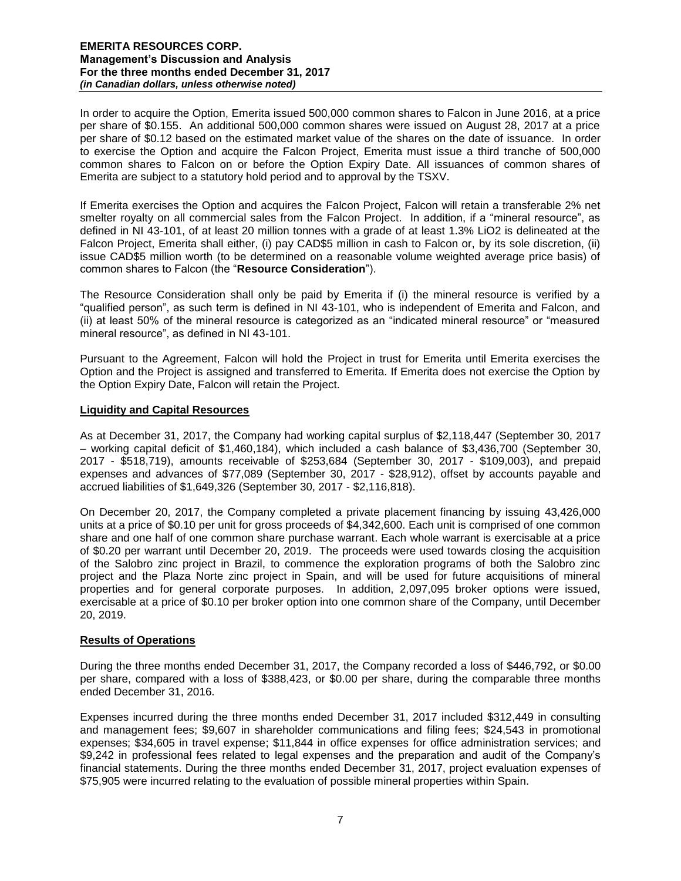In order to acquire the Option, Emerita issued 500,000 common shares to Falcon in June 2016, at a price per share of $0.155. An additional 500,000 common shares were issued on August 28, 2017 at a price per share of $0.12 based on the estimated market value of the shares on the date of issuance. In order to exercise the Option and acquire the Falcon Project, Emerita must issue a third tranche of 500,000 common shares to Falcon on or before the Option Expiry Date. All issuances of common shares of Emerita are subject to a statutory hold period and to approval by the TSXV.

If Emerita exercises the Option and acquires the Falcon Project, Falcon will retain a transferable 2% net smelter royalty on all commercial sales from the Falcon Project. In addition, if a "mineral resource", as defined in NI 43-101, of at least 20 million tonnes with a grade of at least 1.3% LiO2 is delineated at the Falcon Project, Emerita shall either, (i) pay CAD$5 million in cash to Falcon or, by its sole discretion, (ii) issue CAD$5 million worth (to be determined on a reasonable volume weighted average price basis) of common shares to Falcon (the "**Resource Consideration**").

The Resource Consideration shall only be paid by Emerita if (i) the mineral resource is verified by a "qualified person", as such term is defined in NI 43-101, who is independent of Emerita and Falcon, and (ii) at least 50% of the mineral resource is categorized as an "indicated mineral resource" or "measured mineral resource", as defined in NI 43-101.

Pursuant to the Agreement, Falcon will hold the Project in trust for Emerita until Emerita exercises the Option and the Project is assigned and transferred to Emerita. If Emerita does not exercise the Option by the Option Expiry Date, Falcon will retain the Project.

## Liquidity and Capital Resources

As at December 31, 2017, the Company had working capital surplus of $2,118,447 (September 30, 2017 – working capital deficit of $1,460,184), which included a cash balance of $3,436,700 (September 30, 2017 - $518,719), amounts receivable of $253,684 (September 30, 2017 - $109,003), and prepaid expenses and advances of $77,089 (September 30, 2017 - $28,912), offset by accounts payable and accrued liabilities of $1,649,326 (September 30, 2017 - $2,116,818).

On December 20, 2017, the Company completed a private placement financing by issuing 43,426,000 units at a price of $0.10 per unit for gross proceeds of $4,342,600. Each unit is comprised of one common share and one half of one common share purchase warrant. Each whole warrant is exercisable at a price of $0.20 per warrant until December 20, 2019. The proceeds were used towards closing the acquisition of the Salobro zinc project in Brazil, to commence the exploration programs of both the Salobro zinc project and the Plaza Norte zinc project in Spain, and will be used for future acquisitions of mineral properties and for general corporate purposes. In addition, 2,097,095 broker options were issued, exercisable at a price of $0.10 per broker option into one common share of the Company, until December 20, 2019.

## Results of Operations

During the three months ended December 31, 2017, the Company recorded a loss of $446,792, or $0.00 per share, compared with a loss of $388,423, or $0.00 per share, during the comparable three months ended December 31, 2016.

Expenses incurred during the three months ended December 31, 2017 included $312,449 in consulting and management fees; $9,607 in shareholder communications and filing fees; $24,543 in promotional expenses; $34,605 in travel expense; $11,844 in office expenses for office administration services; and $9,242 in professional fees related to legal expenses and the preparation and audit of the Company's financial statements. During the three months ended December 31, 2017, project evaluation expenses of $75,905 were incurred relating to the evaluation of possible mineral properties within Spain.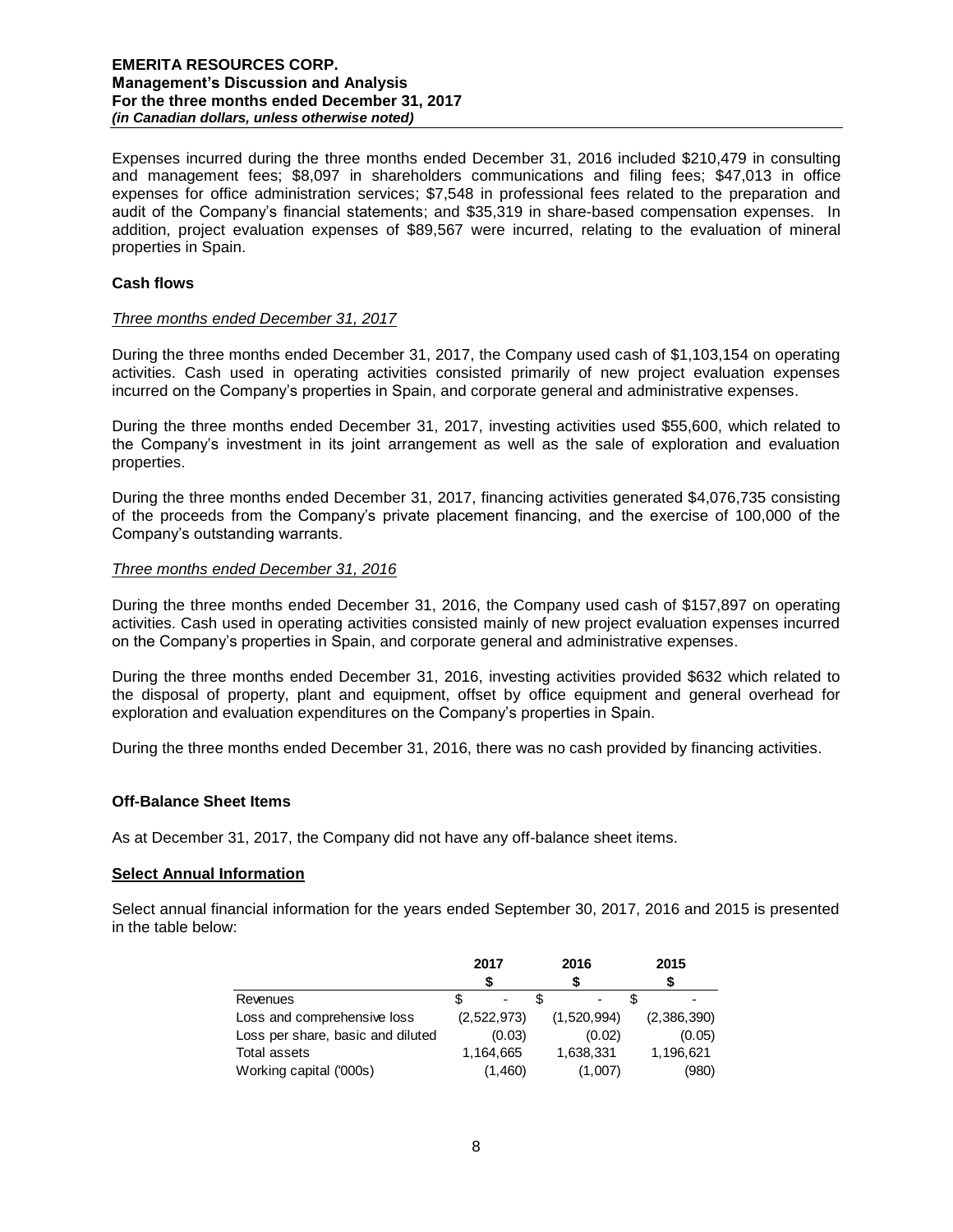Expenses incurred during the three months ended December 31, 2016 included $210,479 in consulting and management fees; $8,097 in shareholders communications and filing fees; $47,013 in office expenses for office administration services; $7,548 in professional fees related to the preparation and audit of the Company's financial statements; and $35,319 in share-based compensation expenses. In addition, project evaluation expenses of $89,567 were incurred, relating to the evaluation of mineral properties in Spain.

### Cash flows

*Three months ended December 31, 2017*

During the three months ended December 31, 2017, the Company used cash of $1,103,154 on operating activities. Cash used in operating activities consisted primarily of new project evaluation expenses incurred on the Company's properties in Spain, and corporate general and administrative expenses.

During the three months ended December 31, 2017, investing activities used $55,600, which related to the Company's investment in its joint arrangement as well as the sale of exploration and evaluation properties.

During the three months ended December 31, 2017, financing activities generated $4,076,735 consisting of the proceeds from the Company's private placement financing, and the exercise of 100,000 of the Company's outstanding warrants.

*Three months ended December 31, 2016*

During the three months ended December 31, 2016, the Company used cash of $157,897 on operating activities. Cash used in operating activities consisted mainly of new project evaluation expenses incurred on the Company's properties in Spain, and corporate general and administrative expenses.

During the three months ended December 31, 2016, investing activities provided $632 which related to the disposal of property, plant and equipment, offset by office equipment and general overhead for exploration and evaluation expenditures on the Company's properties in Spain.

During the three months ended December 31, 2016, there was no cash provided by financing activities.

### Off-Balance Sheet Items

As at December 31, 2017, the Company did not have any off-balance sheet items.

### Select Annual Information

Select annual financial information for the years ended September 30, 2017, 2016 and 2015 is presented in the table below:

| | 2017<br>$ | 2016<br>$ | 2015<br>$ |
|---|---|---|---|
| Revenues | $ - | $ - | $ - |
| Loss and comprehensive loss | (2,522,973) | (1,520,994) | (2,386,390) |
| Loss per share, basic and diluted | (0.03) | (0.02) | (0.05) |
| Total assets | 1,164,665 | 1,638,331 | 1,196,621 |
| Working capital ('000s) | (1,460) | (1,007) | (980) |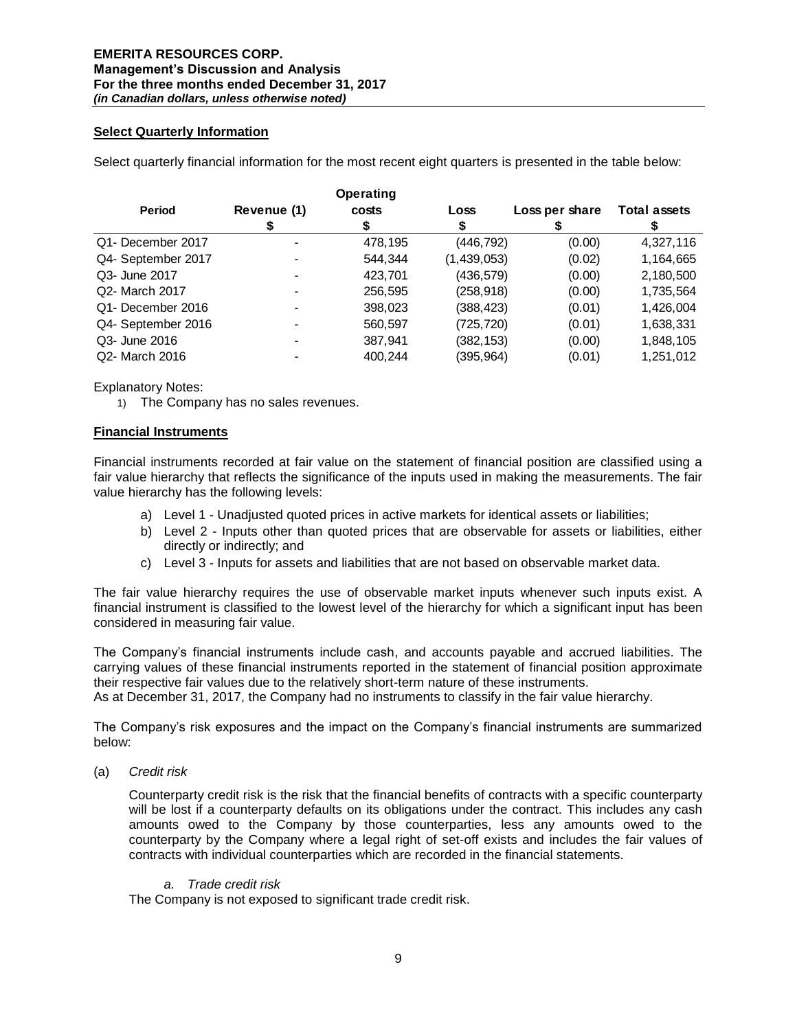## Select Quarterly Information

Select quarterly financial information for the most recent eight quarters is presented in the table below:

| Period | Revenue (1)<br>$ | Operating costs<br>$ | Loss<br>$ | Loss per share<br>$ | Total assets<br>$ |
|---|---|---|---|---|---|
| Q1- December 2017 | - | 478,195 | (446,792) | (0.00) | 4,327,116 |
| Q4- September 2017 | - | 544,344 | (1,439,053) | (0.02) | 1,164,665 |
| Q3- June 2017 | - | 423,701 | (436,579) | (0.00) | 2,180,500 |
| Q2- March 2017 | - | 256,595 | (258,918) | (0.00) | 1,735,564 |
| Q1- December 2016 | - | 398,023 | (388,423) | (0.01) | 1,426,004 |
| Q4- September 2016 | - | 560,597 | (725,720) | (0.01) | 1,638,331 |
| Q3- June 2016 | - | 387,941 | (382,153) | (0.00) | 1,848,105 |
| Q2- March 2016 | - | 400,244 | (395,964) | (0.01) | 1,251,012 |

Explanatory Notes:

1) The Company has no sales revenues.

## Financial Instruments

Financial instruments recorded at fair value on the statement of financial position are classified using a fair value hierarchy that reflects the significance of the inputs used in making the measurements. The fair value hierarchy has the following levels:

a) Level 1 - Unadjusted quoted prices in active markets for identical assets or liabilities;
b) Level 2 - Inputs other than quoted prices that are observable for assets or liabilities, either directly or indirectly; and
c) Level 3 - Inputs for assets and liabilities that are not based on observable market data.

The fair value hierarchy requires the use of observable market inputs whenever such inputs exist. A financial instrument is classified to the lowest level of the hierarchy for which a significant input has been considered in measuring fair value.

The Company's financial instruments include cash, and accounts payable and accrued liabilities. The carrying values of these financial instruments reported in the statement of financial position approximate their respective fair values due to the relatively short-term nature of these instruments.
As at December 31, 2017, the Company had no instruments to classify in the fair value hierarchy.

The Company's risk exposures and the impact on the Company's financial instruments are summarized below:

(a) *Credit risk*

Counterparty credit risk is the risk that the financial benefits of contracts with a specific counterparty will be lost if a counterparty defaults on its obligations under the contract. This includes any cash amounts owed to the Company by those counterparties, less any amounts owed to the counterparty by the Company where a legal right of set-off exists and includes the fair values of contracts with individual counterparties which are recorded in the financial statements.

*a. Trade credit risk*

The Company is not exposed to significant trade credit risk.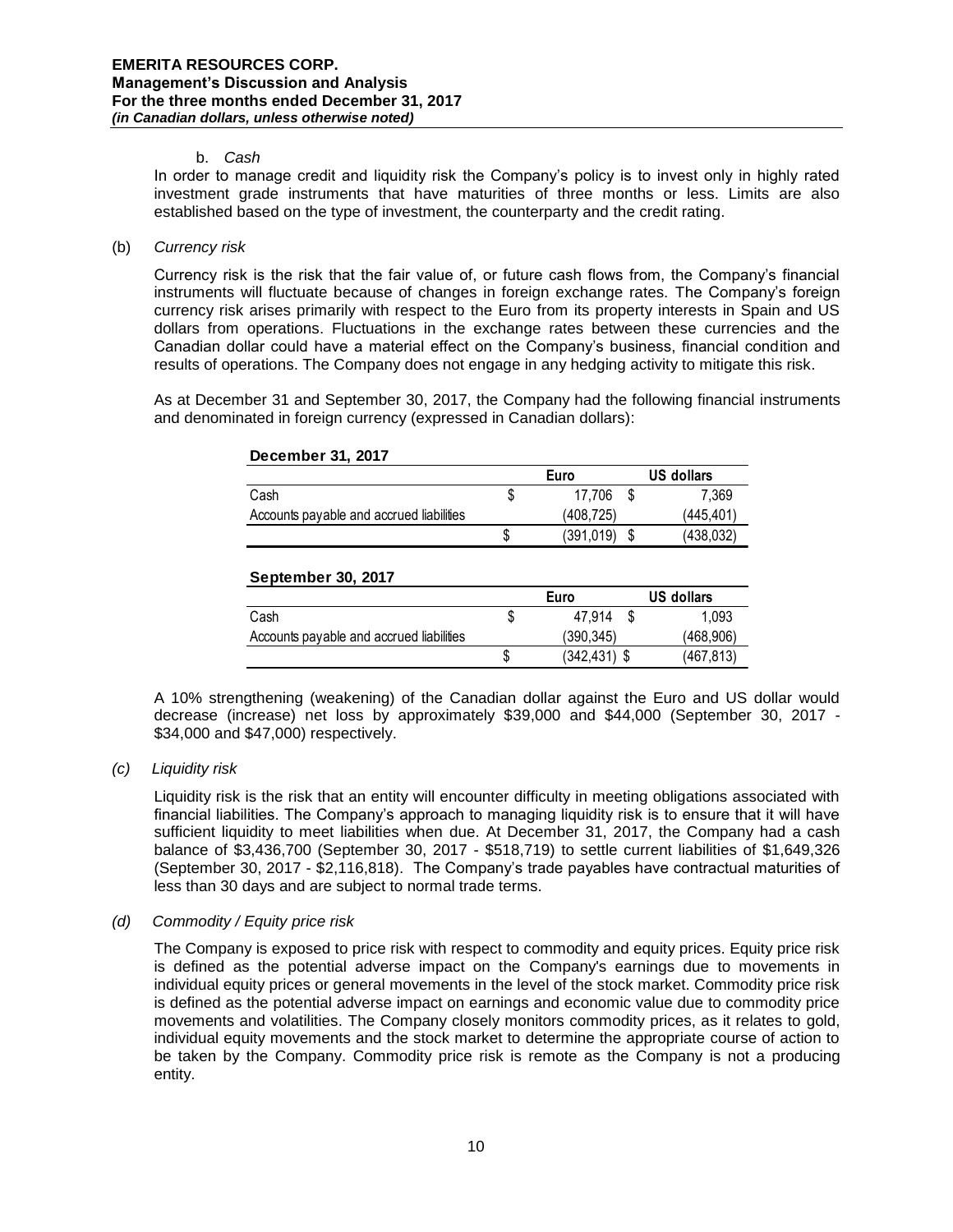b. *Cash*

In order to manage credit and liquidity risk the Company's policy is to invest only in highly rated investment grade instruments that have maturities of three months or less. Limits are also established based on the type of investment, the counterparty and the credit rating.

(b) *Currency risk*

Currency risk is the risk that the fair value of, or future cash flows from, the Company's financial instruments will fluctuate because of changes in foreign exchange rates. The Company's foreign currency risk arises primarily with respect to the Euro from its property interests in Spain and US dollars from operations. Fluctuations in the exchange rates between these currencies and the Canadian dollar could have a material effect on the Company's business, financial condition and results of operations. The Company does not engage in any hedging activity to mitigate this risk.

As at December 31 and September 30, 2017, the Company had the following financial instruments and denominated in foreign currency (expressed in Canadian dollars):

**December 31, 2017**

| | Euro | US dollars |
|---|---|---|
| Cash | $ 17,706 | $ 7,369 |
| Accounts payable and accrued liabilities | (408,725) | (445,401) |
| | $ (391,019) | $ (438,032) |

**September 30, 2017**

| | Euro | US dollars |
|---|---|---|
| Cash | $ 47,914 | $ 1,093 |
| Accounts payable and accrued liabilities | (390,345) | (468,906) |
| | $ (342,431) | $ (467,813) |

A 10% strengthening (weakening) of the Canadian dollar against the Euro and US dollar would decrease (increase) net loss by approximately $39,000 and $44,000 (September 30, 2017 - $34,000 and $47,000) respectively.

*(c) Liquidity risk*

Liquidity risk is the risk that an entity will encounter difficulty in meeting obligations associated with financial liabilities. The Company's approach to managing liquidity risk is to ensure that it will have sufficient liquidity to meet liabilities when due. At December 31, 2017, the Company had a cash balance of $3,436,700 (September 30, 2017 - $518,719) to settle current liabilities of $1,649,326 (September 30, 2017 - $2,116,818). The Company's trade payables have contractual maturities of less than 30 days and are subject to normal trade terms.

*(d) Commodity / Equity price risk*

The Company is exposed to price risk with respect to commodity and equity prices. Equity price risk is defined as the potential adverse impact on the Company's earnings due to movements in individual equity prices or general movements in the level of the stock market. Commodity price risk is defined as the potential adverse impact on earnings and economic value due to commodity price movements and volatilities. The Company closely monitors commodity prices, as it relates to gold, individual equity movements and the stock market to determine the appropriate course of action to be taken by the Company. Commodity price risk is remote as the Company is not a producing entity.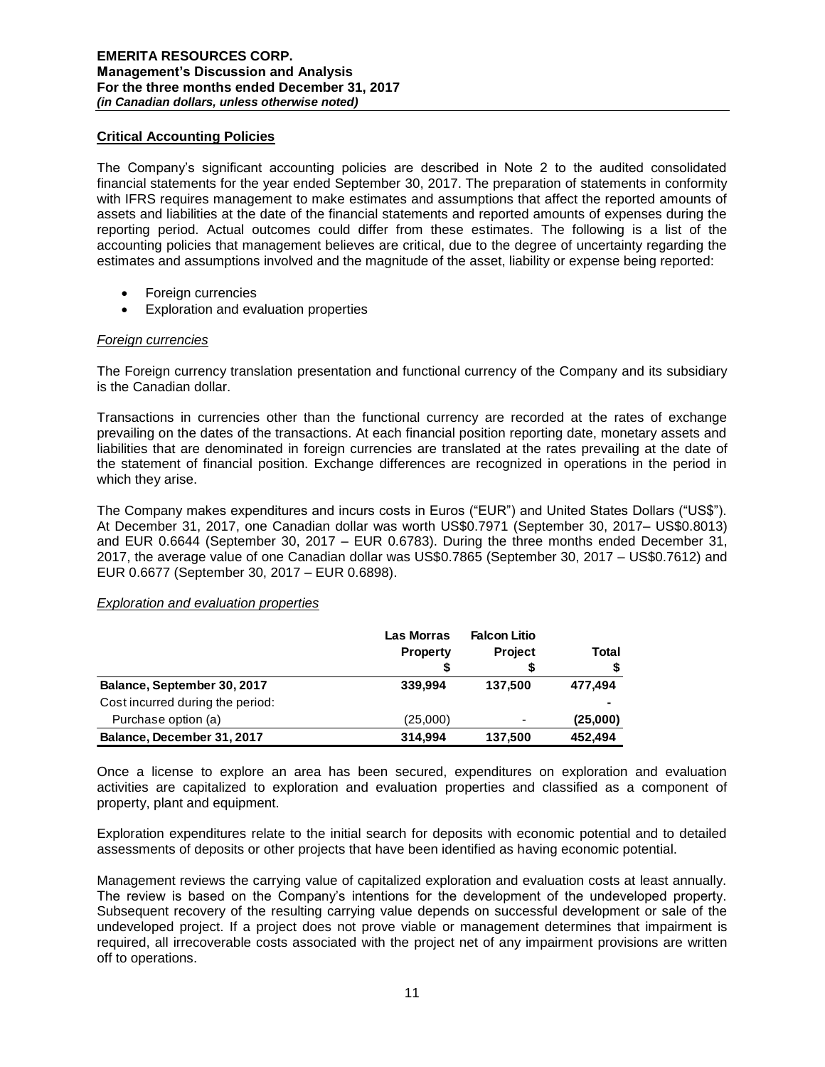## Critical Accounting Policies

The Company's significant accounting policies are described in Note 2 to the audited consolidated financial statements for the year ended September 30, 2017. The preparation of statements in conformity with IFRS requires management to make estimates and assumptions that affect the reported amounts of assets and liabilities at the date of the financial statements and reported amounts of expenses during the reporting period. Actual outcomes could differ from these estimates. The following is a list of the accounting policies that management believes are critical, due to the degree of uncertainty regarding the estimates and assumptions involved and the magnitude of the asset, liability or expense being reported:

- Foreign currencies
- Exploration and evaluation properties

### *Foreign currencies*

The Foreign currency translation presentation and functional currency of the Company and its subsidiary is the Canadian dollar.

Transactions in currencies other than the functional currency are recorded at the rates of exchange prevailing on the dates of the transactions. At each financial position reporting date, monetary assets and liabilities that are denominated in foreign currencies are translated at the rates prevailing at the date of the statement of financial position. Exchange differences are recognized in operations in the period in which they arise.

The Company makes expenditures and incurs costs in Euros ("EUR") and United States Dollars ("US$"). At December 31, 2017, one Canadian dollar was worth US$0.7971 (September 30, 2017– US$0.8013) and EUR 0.6644 (September 30, 2017 – EUR 0.6783). During the three months ended December 31, 2017, the average value of one Canadian dollar was US$0.7865 (September 30, 2017 – US$0.7612) and EUR 0.6677 (September 30, 2017 – EUR 0.6898).

### *Exploration and evaluation properties*

| | Las Morras Property $ | Falcon Litio Project $ | Total $ |
|---|---|---|---|
| **Balance, September 30, 2017** | **339,994** | **137,500** | **477,494** |
| Cost incurred during the period: | | | - |
| Purchase option (a) | (25,000) | - | **(25,000)** |
| **Balance, December 31, 2017** | **314,994** | **137,500** | **452,494** |

Once a license to explore an area has been secured, expenditures on exploration and evaluation activities are capitalized to exploration and evaluation properties and classified as a component of property, plant and equipment.

Exploration expenditures relate to the initial search for deposits with economic potential and to detailed assessments of deposits or other projects that have been identified as having economic potential.

Management reviews the carrying value of capitalized exploration and evaluation costs at least annually. The review is based on the Company's intentions for the development of the undeveloped property. Subsequent recovery of the resulting carrying value depends on successful development or sale of the undeveloped project. If a project does not prove viable or management determines that impairment is required, all irrecoverable costs associated with the project net of any impairment provisions are written off to operations.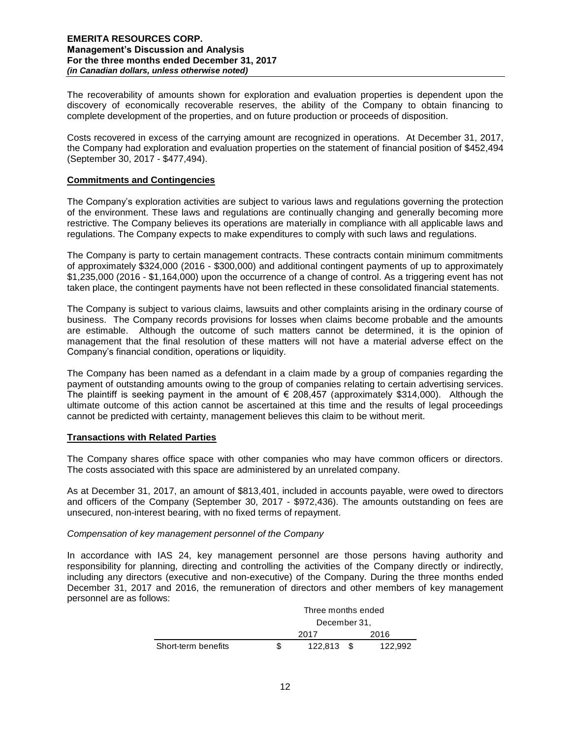The recoverability of amounts shown for exploration and evaluation properties is dependent upon the discovery of economically recoverable reserves, the ability of the Company to obtain financing to complete development of the properties, and on future production or proceeds of disposition.

Costs recovered in excess of the carrying amount are recognized in operations. At December 31, 2017, the Company had exploration and evaluation properties on the statement of financial position of $452,494 (September 30, 2017 - $477,494).

## Commitments and Contingencies

The Company's exploration activities are subject to various laws and regulations governing the protection of the environment. These laws and regulations are continually changing and generally becoming more restrictive. The Company believes its operations are materially in compliance with all applicable laws and regulations. The Company expects to make expenditures to comply with such laws and regulations.

The Company is party to certain management contracts. These contracts contain minimum commitments of approximately $324,000 (2016 - $300,000) and additional contingent payments of up to approximately $1,235,000 (2016 - $1,164,000) upon the occurrence of a change of control. As a triggering event has not taken place, the contingent payments have not been reflected in these consolidated financial statements.

The Company is subject to various claims, lawsuits and other complaints arising in the ordinary course of business. The Company records provisions for losses when claims become probable and the amounts are estimable. Although the outcome of such matters cannot be determined, it is the opinion of management that the final resolution of these matters will not have a material adverse effect on the Company's financial condition, operations or liquidity.

The Company has been named as a defendant in a claim made by a group of companies regarding the payment of outstanding amounts owing to the group of companies relating to certain advertising services. The plaintiff is seeking payment in the amount of € 208,457 (approximately $314,000). Although the ultimate outcome of this action cannot be ascertained at this time and the results of legal proceedings cannot be predicted with certainty, management believes this claim to be without merit.

## Transactions with Related Parties

The Company shares office space with other companies who may have common officers or directors. The costs associated with this space are administered by an unrelated company.

As at December 31, 2017, an amount of $813,401, included in accounts payable, were owed to directors and officers of the Company (September 30, 2017 - $972,436). The amounts outstanding on fees are unsecured, non-interest bearing, with no fixed terms of repayment.

*Compensation of key management personnel of the Company*

In accordance with IAS 24, key management personnel are those persons having authority and responsibility for planning, directing and controlling the activities of the Company directly or indirectly, including any directors (executive and non-executive) of the Company. During the three months ended December 31, 2017 and 2016, the remuneration of directors and other members of key management personnel are as follows:

| | Three months ended December 31, | |
|---|---|---|
| | 2017 | 2016 |
| Short-term benefits | $ 122,813 | $ 122,992 |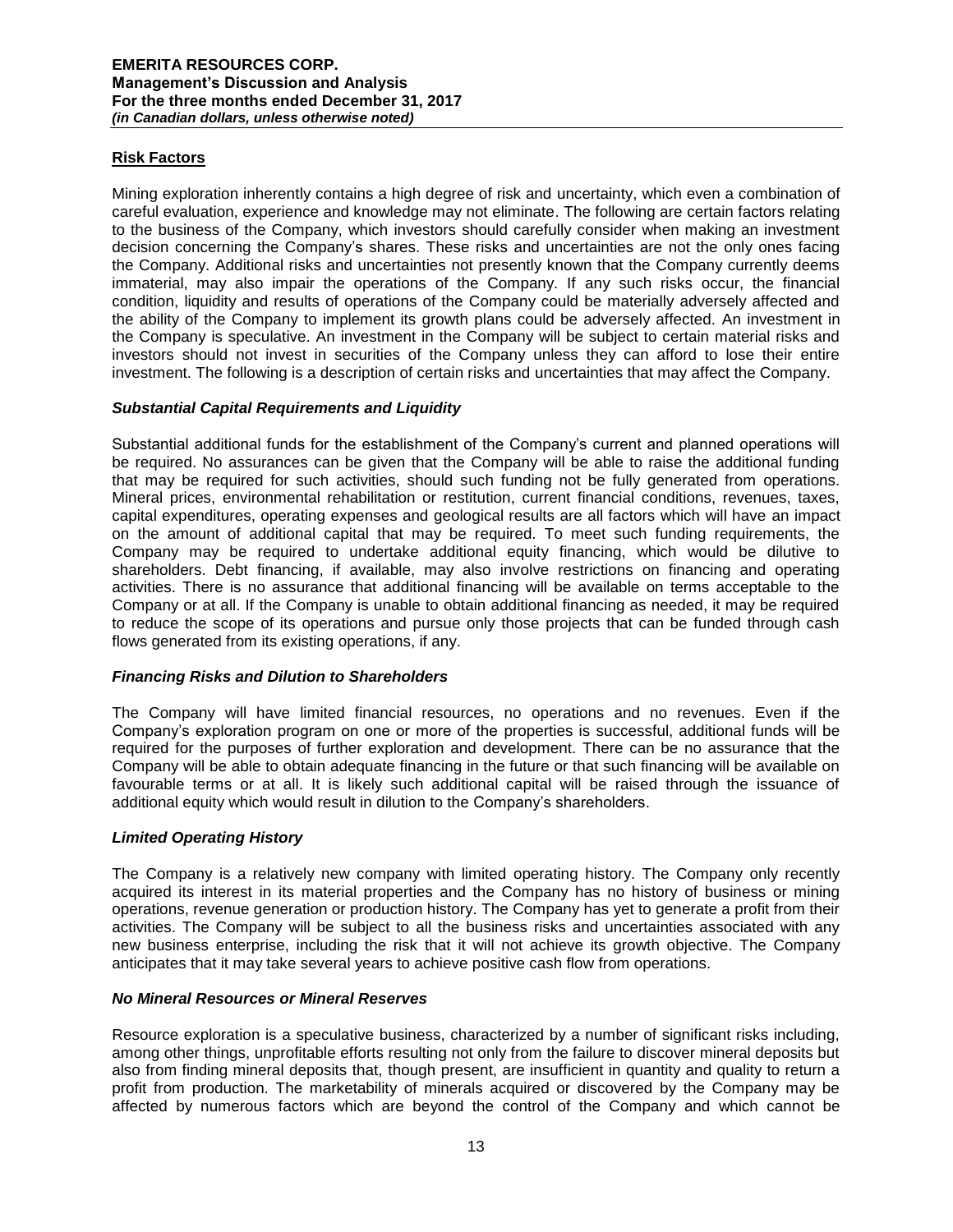## Risk Factors

Mining exploration inherently contains a high degree of risk and uncertainty, which even a combination of careful evaluation, experience and knowledge may not eliminate. The following are certain factors relating to the business of the Company, which investors should carefully consider when making an investment decision concerning the Company's shares. These risks and uncertainties are not the only ones facing the Company. Additional risks and uncertainties not presently known that the Company currently deems immaterial, may also impair the operations of the Company. If any such risks occur, the financial condition, liquidity and results of operations of the Company could be materially adversely affected and the ability of the Company to implement its growth plans could be adversely affected. An investment in the Company is speculative. An investment in the Company will be subject to certain material risks and investors should not invest in securities of the Company unless they can afford to lose their entire investment. The following is a description of certain risks and uncertainties that may affect the Company.

### *Substantial Capital Requirements and Liquidity*

Substantial additional funds for the establishment of the Company's current and planned operations will be required. No assurances can be given that the Company will be able to raise the additional funding that may be required for such activities, should such funding not be fully generated from operations. Mineral prices, environmental rehabilitation or restitution, current financial conditions, revenues, taxes, capital expenditures, operating expenses and geological results are all factors which will have an impact on the amount of additional capital that may be required. To meet such funding requirements, the Company may be required to undertake additional equity financing, which would be dilutive to shareholders. Debt financing, if available, may also involve restrictions on financing and operating activities. There is no assurance that additional financing will be available on terms acceptable to the Company or at all. If the Company is unable to obtain additional financing as needed, it may be required to reduce the scope of its operations and pursue only those projects that can be funded through cash flows generated from its existing operations, if any.

### *Financing Risks and Dilution to Shareholders*

The Company will have limited financial resources, no operations and no revenues. Even if the Company's exploration program on one or more of the properties is successful, additional funds will be required for the purposes of further exploration and development. There can be no assurance that the Company will be able to obtain adequate financing in the future or that such financing will be available on favourable terms or at all. It is likely such additional capital will be raised through the issuance of additional equity which would result in dilution to the Company's shareholders.

### *Limited Operating History*

The Company is a relatively new company with limited operating history. The Company only recently acquired its interest in its material properties and the Company has no history of business or mining operations, revenue generation or production history. The Company has yet to generate a profit from their activities. The Company will be subject to all the business risks and uncertainties associated with any new business enterprise, including the risk that it will not achieve its growth objective. The Company anticipates that it may take several years to achieve positive cash flow from operations.

### *No Mineral Resources or Mineral Reserves*

Resource exploration is a speculative business, characterized by a number of significant risks including, among other things, unprofitable efforts resulting not only from the failure to discover mineral deposits but also from finding mineral deposits that, though present, are insufficient in quantity and quality to return a profit from production. The marketability of minerals acquired or discovered by the Company may be affected by numerous factors which are beyond the control of the Company and which cannot be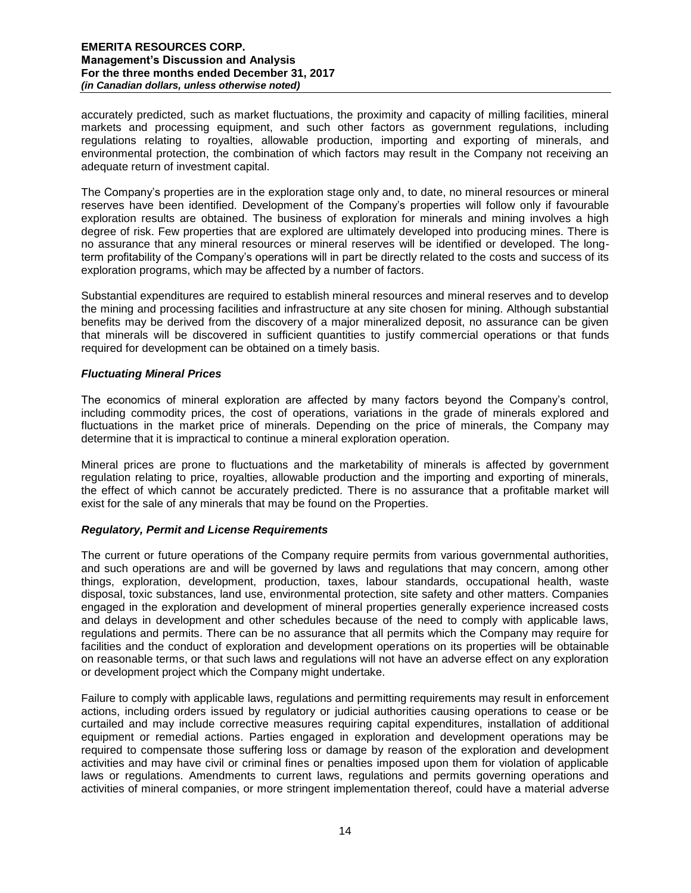accurately predicted, such as market fluctuations, the proximity and capacity of milling facilities, mineral markets and processing equipment, and such other factors as government regulations, including regulations relating to royalties, allowable production, importing and exporting of minerals, and environmental protection, the combination of which factors may result in the Company not receiving an adequate return of investment capital.

The Company's properties are in the exploration stage only and, to date, no mineral resources or mineral reserves have been identified. Development of the Company's properties will follow only if favourable exploration results are obtained. The business of exploration for minerals and mining involves a high degree of risk. Few properties that are explored are ultimately developed into producing mines. There is no assurance that any mineral resources or mineral reserves will be identified or developed. The long-term profitability of the Company's operations will in part be directly related to the costs and success of its exploration programs, which may be affected by a number of factors.

Substantial expenditures are required to establish mineral resources and mineral reserves and to develop the mining and processing facilities and infrastructure at any site chosen for mining. Although substantial benefits may be derived from the discovery of a major mineralized deposit, no assurance can be given that minerals will be discovered in sufficient quantities to justify commercial operations or that funds required for development can be obtained on a timely basis.

### *Fluctuating Mineral Prices*

The economics of mineral exploration are affected by many factors beyond the Company's control, including commodity prices, the cost of operations, variations in the grade of minerals explored and fluctuations in the market price of minerals. Depending on the price of minerals, the Company may determine that it is impractical to continue a mineral exploration operation.

Mineral prices are prone to fluctuations and the marketability of minerals is affected by government regulation relating to price, royalties, allowable production and the importing and exporting of minerals, the effect of which cannot be accurately predicted. There is no assurance that a profitable market will exist for the sale of any minerals that may be found on the Properties.

### *Regulatory, Permit and License Requirements*

The current or future operations of the Company require permits from various governmental authorities, and such operations are and will be governed by laws and regulations that may concern, among other things, exploration, development, production, taxes, labour standards, occupational health, waste disposal, toxic substances, land use, environmental protection, site safety and other matters. Companies engaged in the exploration and development of mineral properties generally experience increased costs and delays in development and other schedules because of the need to comply with applicable laws, regulations and permits. There can be no assurance that all permits which the Company may require for facilities and the conduct of exploration and development operations on its properties will be obtainable on reasonable terms, or that such laws and regulations will not have an adverse effect on any exploration or development project which the Company might undertake.

Failure to comply with applicable laws, regulations and permitting requirements may result in enforcement actions, including orders issued by regulatory or judicial authorities causing operations to cease or be curtailed and may include corrective measures requiring capital expenditures, installation of additional equipment or remedial actions. Parties engaged in exploration and development operations may be required to compensate those suffering loss or damage by reason of the exploration and development activities and may have civil or criminal fines or penalties imposed upon them for violation of applicable laws or regulations. Amendments to current laws, regulations and permits governing operations and activities of mineral companies, or more stringent implementation thereof, could have a material adverse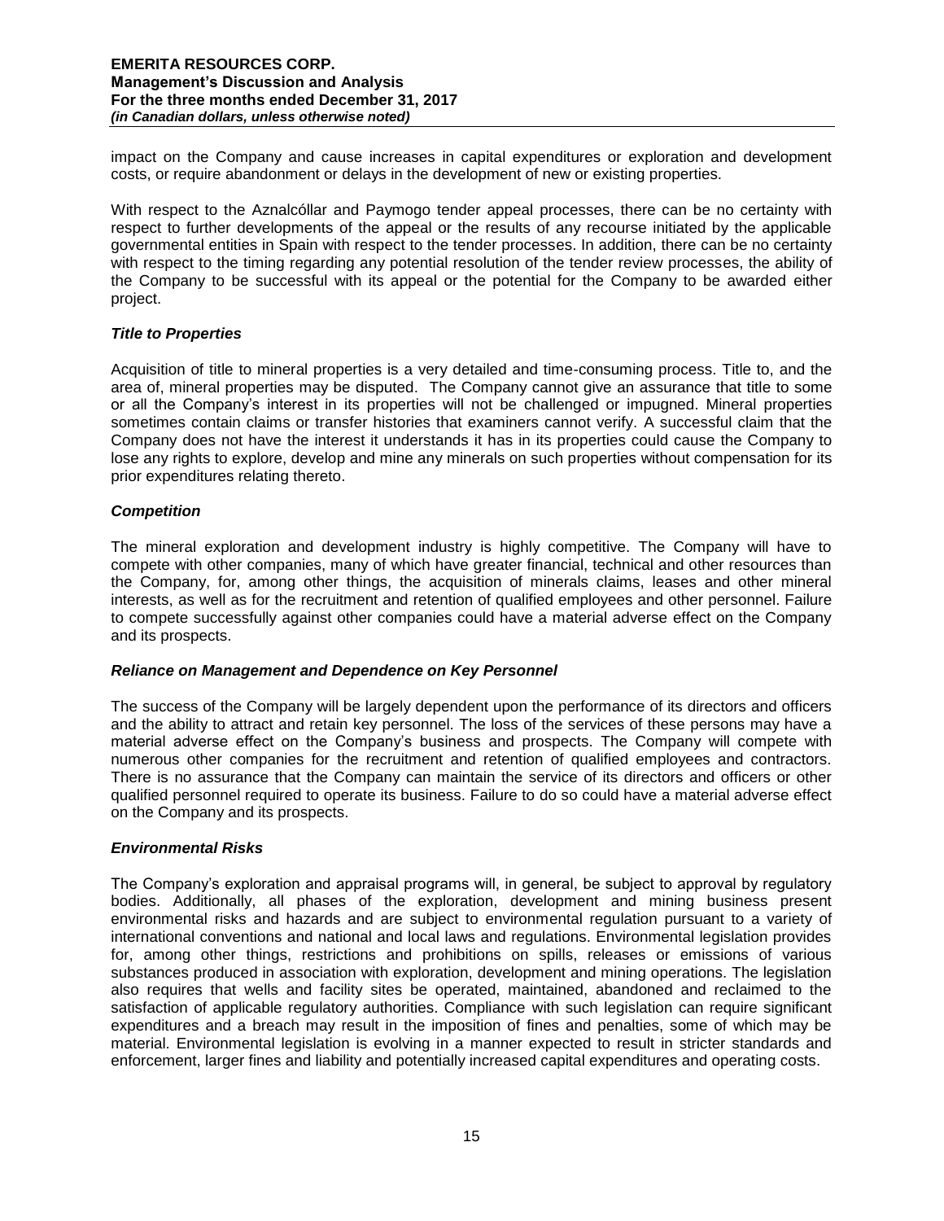impact on the Company and cause increases in capital expenditures or exploration and development costs, or require abandonment or delays in the development of new or existing properties.

With respect to the Aznalcóllar and Paymogo tender appeal processes, there can be no certainty with respect to further developments of the appeal or the results of any recourse initiated by the applicable governmental entities in Spain with respect to the tender processes. In addition, there can be no certainty with respect to the timing regarding any potential resolution of the tender review processes, the ability of the Company to be successful with its appeal or the potential for the Company to be awarded either project.

### *Title to Properties*

Acquisition of title to mineral properties is a very detailed and time-consuming process. Title to, and the area of, mineral properties may be disputed. The Company cannot give an assurance that title to some or all the Company's interest in its properties will not be challenged or impugned. Mineral properties sometimes contain claims or transfer histories that examiners cannot verify. A successful claim that the Company does not have the interest it understands it has in its properties could cause the Company to lose any rights to explore, develop and mine any minerals on such properties without compensation for its prior expenditures relating thereto.

### *Competition*

The mineral exploration and development industry is highly competitive. The Company will have to compete with other companies, many of which have greater financial, technical and other resources than the Company, for, among other things, the acquisition of minerals claims, leases and other mineral interests, as well as for the recruitment and retention of qualified employees and other personnel. Failure to compete successfully against other companies could have a material adverse effect on the Company and its prospects.

### *Reliance on Management and Dependence on Key Personnel*

The success of the Company will be largely dependent upon the performance of its directors and officers and the ability to attract and retain key personnel. The loss of the services of these persons may have a material adverse effect on the Company's business and prospects. The Company will compete with numerous other companies for the recruitment and retention of qualified employees and contractors. There is no assurance that the Company can maintain the service of its directors and officers or other qualified personnel required to operate its business. Failure to do so could have a material adverse effect on the Company and its prospects.

### *Environmental Risks*

The Company's exploration and appraisal programs will, in general, be subject to approval by regulatory bodies. Additionally, all phases of the exploration, development and mining business present environmental risks and hazards and are subject to environmental regulation pursuant to a variety of international conventions and national and local laws and regulations. Environmental legislation provides for, among other things, restrictions and prohibitions on spills, releases or emissions of various substances produced in association with exploration, development and mining operations. The legislation also requires that wells and facility sites be operated, maintained, abandoned and reclaimed to the satisfaction of applicable regulatory authorities. Compliance with such legislation can require significant expenditures and a breach may result in the imposition of fines and penalties, some of which may be material. Environmental legislation is evolving in a manner expected to result in stricter standards and enforcement, larger fines and liability and potentially increased capital expenditures and operating costs.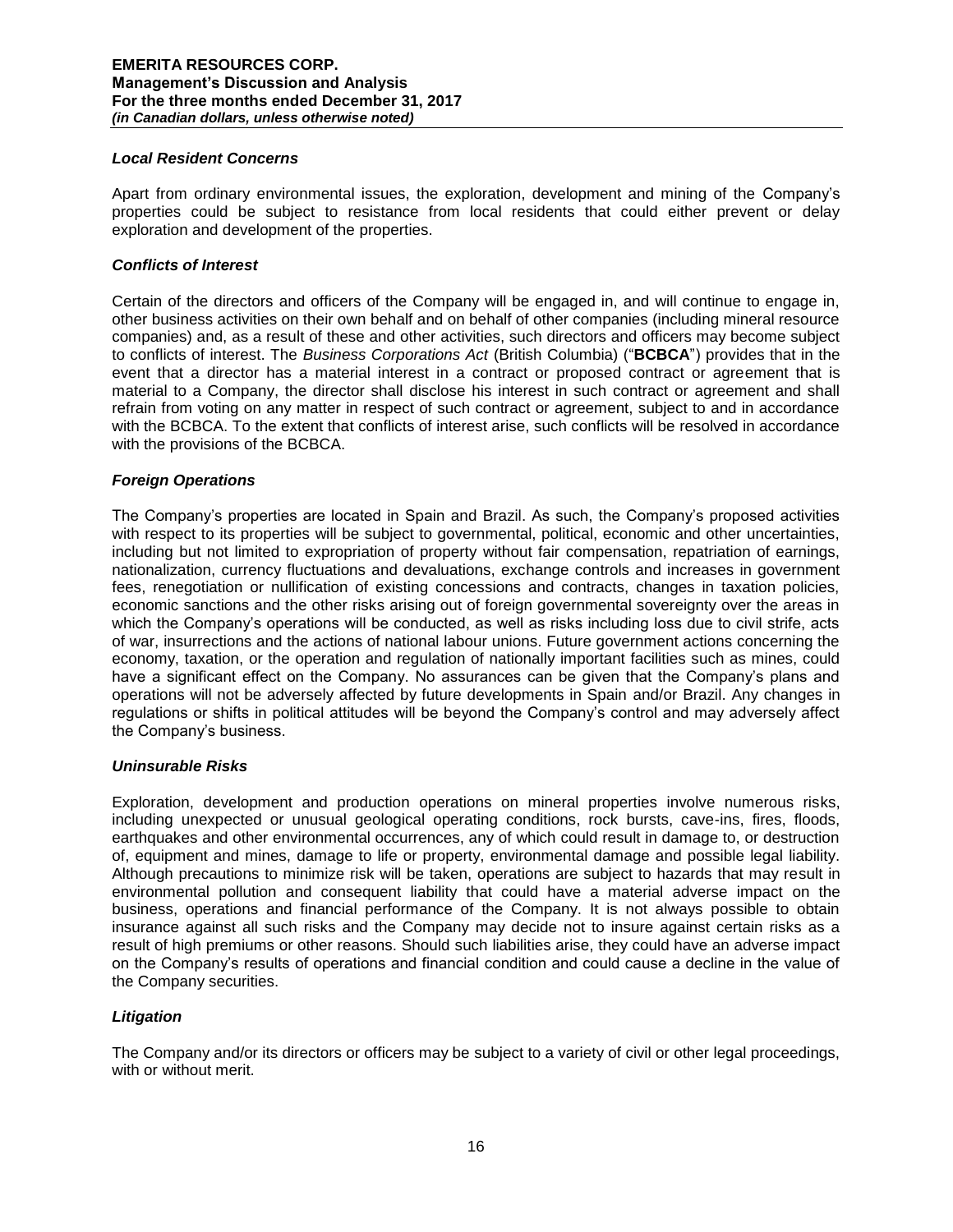### *Local Resident Concerns*

Apart from ordinary environmental issues, the exploration, development and mining of the Company's properties could be subject to resistance from local residents that could either prevent or delay exploration and development of the properties.

### *Conflicts of Interest*

Certain of the directors and officers of the Company will be engaged in, and will continue to engage in, other business activities on their own behalf and on behalf of other companies (including mineral resource companies) and, as a result of these and other activities, such directors and officers may become subject to conflicts of interest. The *Business Corporations Act* (British Columbia) ("**BCBCA**") provides that in the event that a director has a material interest in a contract or proposed contract or agreement that is material to a Company, the director shall disclose his interest in such contract or agreement and shall refrain from voting on any matter in respect of such contract or agreement, subject to and in accordance with the BCBCA. To the extent that conflicts of interest arise, such conflicts will be resolved in accordance with the provisions of the BCBCA.

### *Foreign Operations*

The Company's properties are located in Spain and Brazil. As such, the Company's proposed activities with respect to its properties will be subject to governmental, political, economic and other uncertainties, including but not limited to expropriation of property without fair compensation, repatriation of earnings, nationalization, currency fluctuations and devaluations, exchange controls and increases in government fees, renegotiation or nullification of existing concessions and contracts, changes in taxation policies, economic sanctions and the other risks arising out of foreign governmental sovereignty over the areas in which the Company's operations will be conducted, as well as risks including loss due to civil strife, acts of war, insurrections and the actions of national labour unions. Future government actions concerning the economy, taxation, or the operation and regulation of nationally important facilities such as mines, could have a significant effect on the Company. No assurances can be given that the Company's plans and operations will not be adversely affected by future developments in Spain and/or Brazil. Any changes in regulations or shifts in political attitudes will be beyond the Company's control and may adversely affect the Company's business.

### *Uninsurable Risks*

Exploration, development and production operations on mineral properties involve numerous risks, including unexpected or unusual geological operating conditions, rock bursts, cave-ins, fires, floods, earthquakes and other environmental occurrences, any of which could result in damage to, or destruction of, equipment and mines, damage to life or property, environmental damage and possible legal liability. Although precautions to minimize risk will be taken, operations are subject to hazards that may result in environmental pollution and consequent liability that could have a material adverse impact on the business, operations and financial performance of the Company. It is not always possible to obtain insurance against all such risks and the Company may decide not to insure against certain risks as a result of high premiums or other reasons. Should such liabilities arise, they could have an adverse impact on the Company's results of operations and financial condition and could cause a decline in the value of the Company securities.

### *Litigation*

The Company and/or its directors or officers may be subject to a variety of civil or other legal proceedings, with or without merit.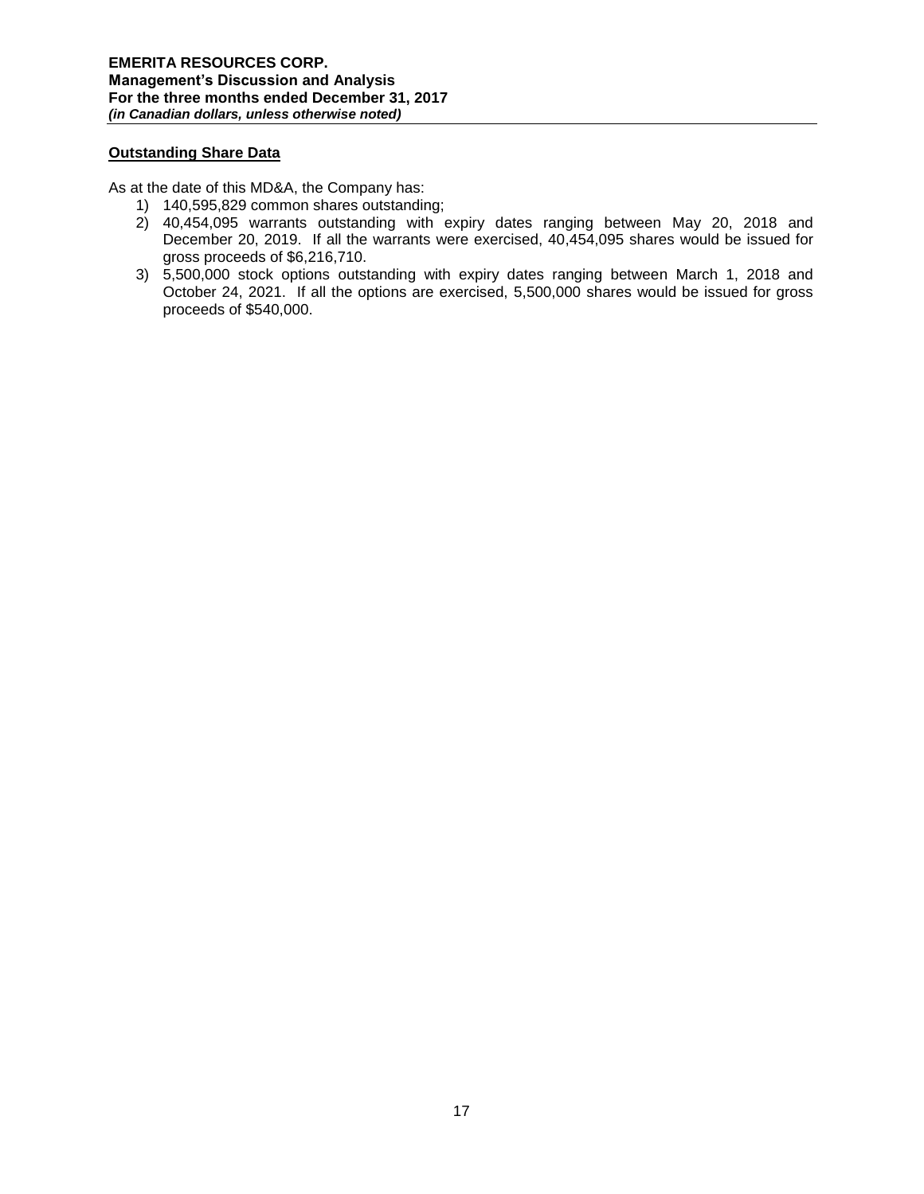## Outstanding Share Data

As at the date of this MD&A, the Company has:

1) 140,595,829 common shares outstanding;
2) 40,454,095 warrants outstanding with expiry dates ranging between May 20, 2018 and December 20, 2019. If all the warrants were exercised, 40,454,095 shares would be issued for gross proceeds of $6,216,710.
3) 5,500,000 stock options outstanding with expiry dates ranging between March 1, 2018 and October 24, 2021. If all the options are exercised, 5,500,000 shares would be issued for gross proceeds of $540,000.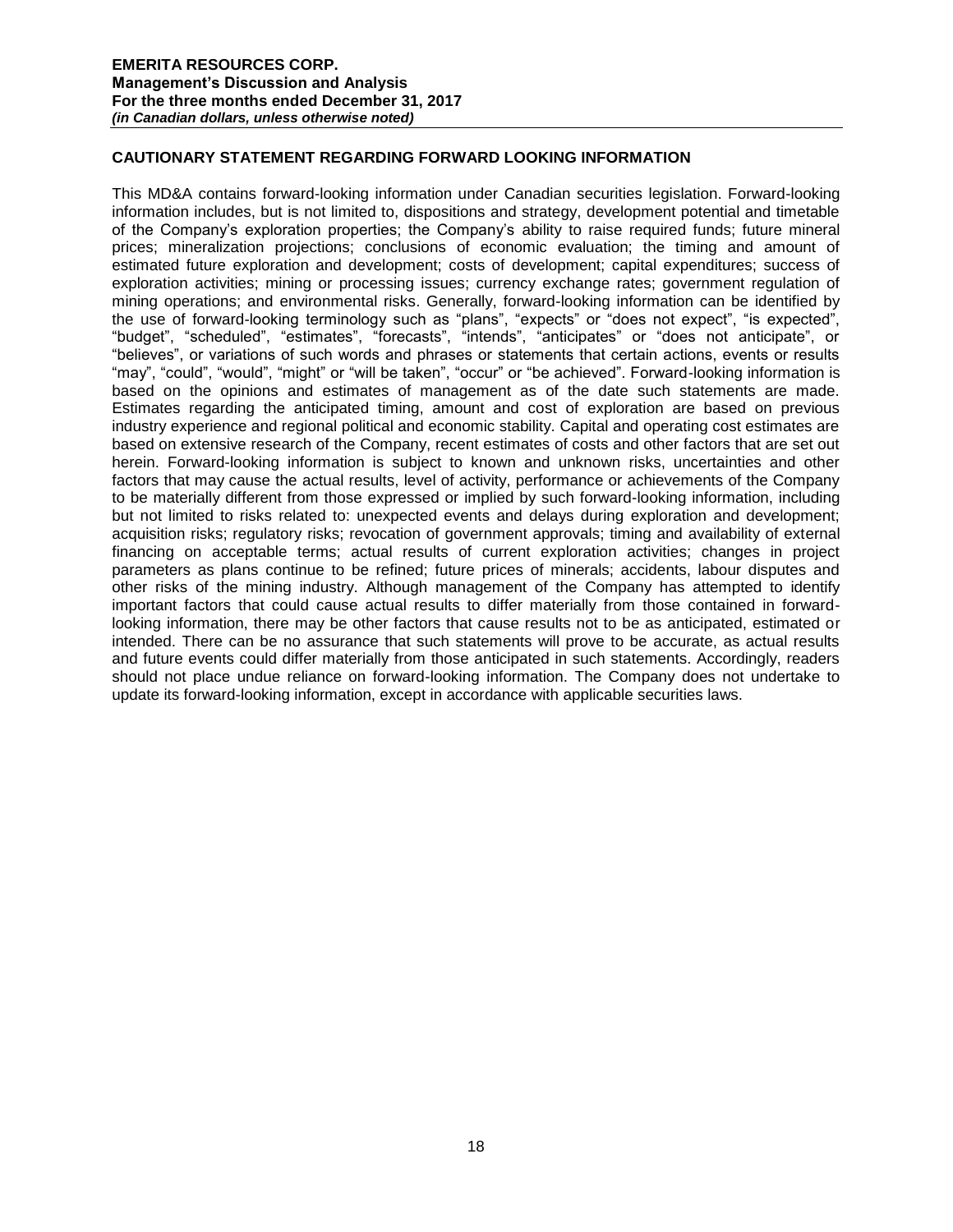## CAUTIONARY STATEMENT REGARDING FORWARD LOOKING INFORMATION

This MD&A contains forward-looking information under Canadian securities legislation. Forward-looking information includes, but is not limited to, dispositions and strategy, development potential and timetable of the Company's exploration properties; the Company's ability to raise required funds; future mineral prices; mineralization projections; conclusions of economic evaluation; the timing and amount of estimated future exploration and development; costs of development; capital expenditures; success of exploration activities; mining or processing issues; currency exchange rates; government regulation of mining operations; and environmental risks. Generally, forward-looking information can be identified by the use of forward-looking terminology such as "plans", "expects" or "does not expect", "is expected", "budget", "scheduled", "estimates", "forecasts", "intends", "anticipates" or "does not anticipate", or "believes", or variations of such words and phrases or statements that certain actions, events or results "may", "could", "would", "might" or "will be taken", "occur" or "be achieved". Forward-looking information is based on the opinions and estimates of management as of the date such statements are made. Estimates regarding the anticipated timing, amount and cost of exploration are based on previous industry experience and regional political and economic stability. Capital and operating cost estimates are based on extensive research of the Company, recent estimates of costs and other factors that are set out herein. Forward-looking information is subject to known and unknown risks, uncertainties and other factors that may cause the actual results, level of activity, performance or achievements of the Company to be materially different from those expressed or implied by such forward-looking information, including but not limited to risks related to: unexpected events and delays during exploration and development; acquisition risks; regulatory risks; revocation of government approvals; timing and availability of external financing on acceptable terms; actual results of current exploration activities; changes in project parameters as plans continue to be refined; future prices of minerals; accidents, labour disputes and other risks of the mining industry. Although management of the Company has attempted to identify important factors that could cause actual results to differ materially from those contained in forward-looking information, there may be other factors that cause results not to be as anticipated, estimated or intended. There can be no assurance that such statements will prove to be accurate, as actual results and future events could differ materially from those anticipated in such statements. Accordingly, readers should not place undue reliance on forward-looking information. The Company does not undertake to update its forward-looking information, except in accordance with applicable securities laws.